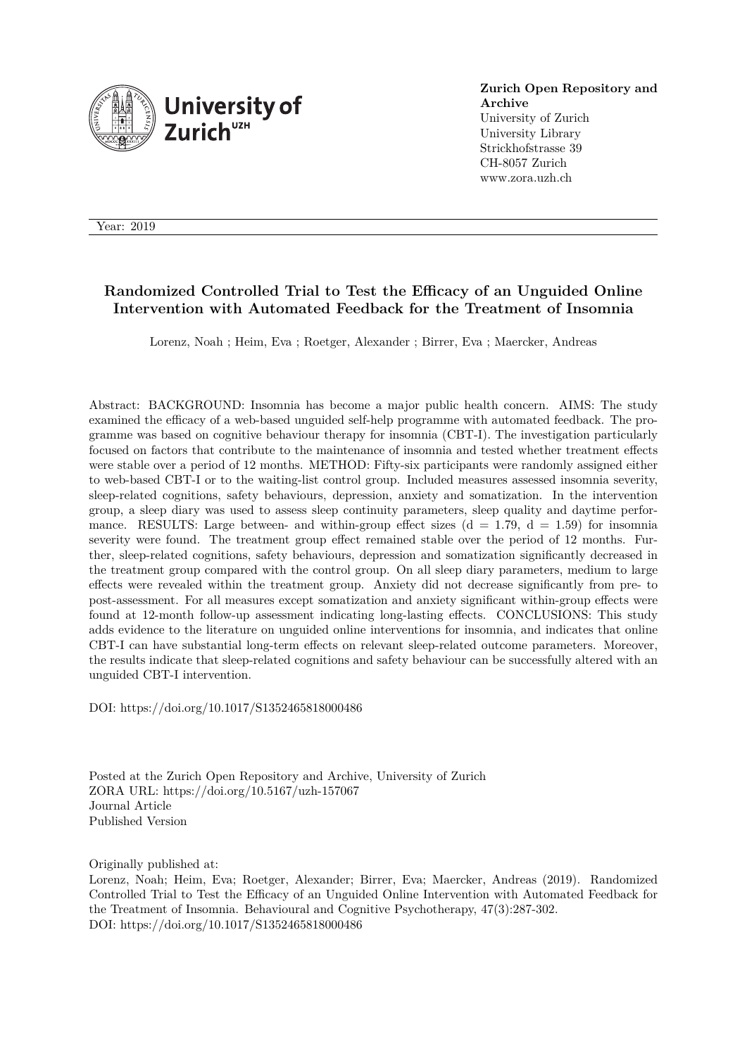University of Zurich[UZH]

**Zurich Open Repository and Archive**
University of Zurich
University Library
Strickhofstrasse 39
CH-8057 Zurich
www.zora.uzh.ch

Year: 2019

# Randomized Controlled Trial to Test the Efficacy of an Unguided Online Intervention with Automated Feedback for the Treatment of Insomnia

Lorenz, Noah ; Heim, Eva ; Roetger, Alexander ; Birrer, Eva ; Maercker, Andreas

Abstract: BACKGROUND: Insomnia has become a major public health concern. AIMS: The study examined the efficacy of a web-based unguided self-help programme with automated feedback. The programme was based on cognitive behaviour therapy for insomnia (CBT-I). The investigation particularly focused on factors that contribute to the maintenance of insomnia and tested whether treatment effects were stable over a period of 12 months. METHOD: Fifty-six participants were randomly assigned either to web-based CBT-I or to the waiting-list control group. Included measures assessed insomnia severity, sleep-related cognitions, safety behaviours, depression, anxiety and somatization. In the intervention group, a sleep diary was used to assess sleep continuity parameters, sleep quality and daytime performance. RESULTS: Large between- and within-group effect sizes ($d = 1.79$, $d = 1.59$) for insomnia severity were found. The treatment group effect remained stable over the period of 12 months. Further, sleep-related cognitions, safety behaviours, depression and somatization significantly decreased in the treatment group compared with the control group. On all sleep diary parameters, medium to large effects were revealed within the treatment group. Anxiety did not decrease significantly from pre- to post-assessment. For all measures except somatization and anxiety significant within-group effects were found at 12-month follow-up assessment indicating long-lasting effects. CONCLUSIONS: This study adds evidence to the literature on unguided online interventions for insomnia, and indicates that online CBT-I can have substantial long-term effects on relevant sleep-related outcome parameters. Moreover, the results indicate that sleep-related cognitions and safety behaviour can be successfully altered with an unguided CBT-I intervention.

DOI: https://doi.org/10.1017/S1352465818000486

Posted at the Zurich Open Repository and Archive, University of Zurich
ZORA URL: https://doi.org/10.5167/uzh-157067
Journal Article
Published Version

Originally published at:
Lorenz, Noah; Heim, Eva; Roetger, Alexander; Birrer, Eva; Maercker, Andreas (2019). Randomized Controlled Trial to Test the Efficacy of an Unguided Online Intervention with Automated Feedback for the Treatment of Insomnia. Behavioural and Cognitive Psychotherapy, 47(3):287-302.
DOI: https://doi.org/10.1017/S1352465818000486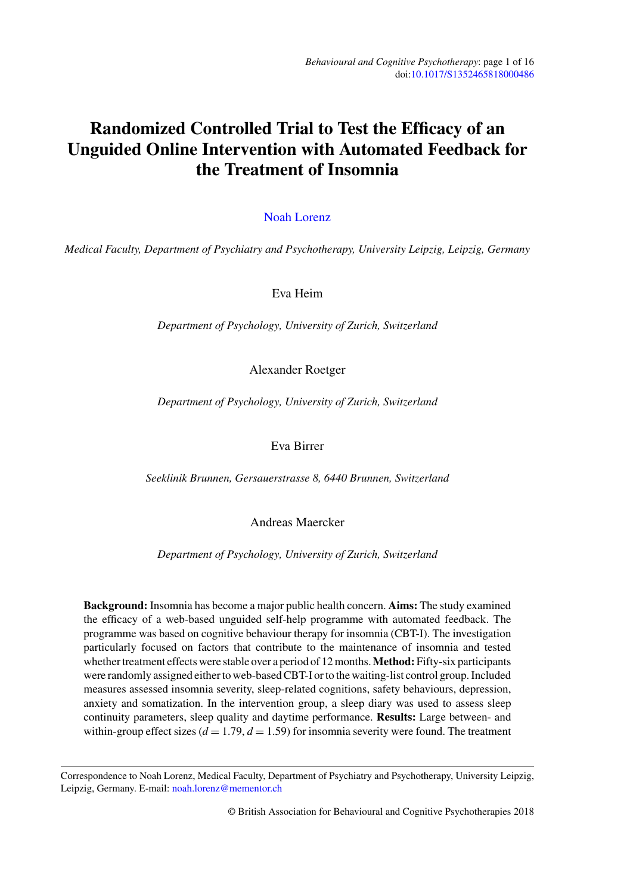# Randomized Controlled Trial to Test the Efficacy of an Unguided Online Intervention with Automated Feedback for the Treatment of Insomnia

Noah Lorenz

*Medical Faculty, Department of Psychiatry and Psychotherapy, University Leipzig, Leipzig, Germany*

Eva Heim

*Department of Psychology, University of Zurich, Switzerland*

Alexander Roetger

*Department of Psychology, University of Zurich, Switzerland*

Eva Birrer

*Seeklinik Brunnen, Gersauerstrasse 8, 6440 Brunnen, Switzerland*

Andreas Maercker

*Department of Psychology, University of Zurich, Switzerland*

**Background:** Insomnia has become a major public health concern. **Aims:** The study examined the efficacy of a web-based unguided self-help programme with automated feedback. The programme was based on cognitive behaviour therapy for insomnia (CBT-I). The investigation particularly focused on factors that contribute to the maintenance of insomnia and tested whether treatment effects were stable over a period of 12 months. **Method:** Fifty-six participants were randomly assigned either to web-based CBT-I or to the waiting-list control group. Included measures assessed insomnia severity, sleep-related cognitions, safety behaviours, depression, anxiety and somatization. In the intervention group, a sleep diary was used to assess sleep continuity parameters, sleep quality and daytime performance. **Results:** Large between- and within-group effect sizes ($d = 1.79$, $d = 1.59$) for insomnia severity were found. The treatment

Correspondence to Noah Lorenz, Medical Faculty, Department of Psychiatry and Psychotherapy, University Leipzig, Leipzig, Germany. E-mail: noah.lorenz@mementor.ch

© British Association for Behavioural and Cognitive Psychotherapies 2018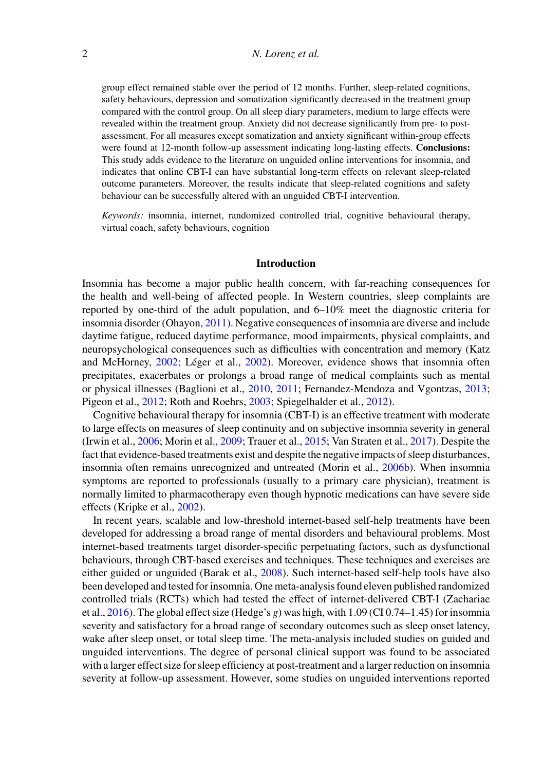group effect remained stable over the period of 12 months. Further, sleep-related cognitions, safety behaviours, depression and somatization significantly decreased in the treatment group compared with the control group. On all sleep diary parameters, medium to large effects were revealed within the treatment group. Anxiety did not decrease significantly from pre- to post-assessment. For all measures except somatization and anxiety significant within-group effects were found at 12-month follow-up assessment indicating long-lasting effects. **Conclusions:** This study adds evidence to the literature on unguided online interventions for insomnia, and indicates that online CBT-I can have substantial long-term effects on relevant sleep-related outcome parameters. Moreover, the results indicate that sleep-related cognitions and safety behaviour can be successfully altered with an unguided CBT-I intervention.

*Keywords:* insomnia, internet, randomized controlled trial, cognitive behavioural therapy, virtual coach, safety behaviours, cognition

## Introduction

Insomnia has become a major public health concern, with far-reaching consequences for the health and well-being of affected people. In Western countries, sleep complaints are reported by one-third of the adult population, and 6–10% meet the diagnostic criteria for insomnia disorder (Ohayon, 2011). Negative consequences of insomnia are diverse and include daytime fatigue, reduced daytime performance, mood impairments, physical complaints, and neuropsychological consequences such as difficulties with concentration and memory (Katz and McHorney, 2002; Léger et al., 2002). Moreover, evidence shows that insomnia often precipitates, exacerbates or prolongs a broad range of medical complaints such as mental or physical illnesses (Baglioni et al., 2010, 2011; Fernandez-Mendoza and Vgontzas, 2013; Pigeon et al., 2012; Roth and Roehrs, 2003; Spiegelhalder et al., 2012).

Cognitive behavioural therapy for insomnia (CBT-I) is an effective treatment with moderate to large effects on measures of sleep continuity and on subjective insomnia severity in general (Irwin et al., 2006; Morin et al., 2009; Trauer et al., 2015; Van Straten et al., 2017). Despite the fact that evidence-based treatments exist and despite the negative impacts of sleep disturbances, insomnia often remains unrecognized and untreated (Morin et al., 2006b). When insomnia symptoms are reported to professionals (usually to a primary care physician), treatment is normally limited to pharmacotherapy even though hypnotic medications can have severe side effects (Kripke et al., 2002).

In recent years, scalable and low-threshold internet-based self-help treatments have been developed for addressing a broad range of mental disorders and behavioural problems. Most internet-based treatments target disorder-specific perpetuating factors, such as dysfunctional behaviours, through CBT-based exercises and techniques. These techniques and exercises are either guided or unguided (Barak et al., 2008). Such internet-based self-help tools have also been developed and tested for insomnia. One meta-analysis found eleven published randomized controlled trials (RCTs) which had tested the effect of internet-delivered CBT-I (Zachariae et al., 2016). The global effect size (Hedge's $g$) was high, with 1.09 (CI 0.74–1.45) for insomnia severity and satisfactory for a broad range of secondary outcomes such as sleep onset latency, wake after sleep onset, or total sleep time. The meta-analysis included studies on guided and unguided interventions. The degree of personal clinical support was found to be associated with a larger effect size for sleep efficiency at post-treatment and a larger reduction on insomnia severity at follow-up assessment. However, some studies on unguided interventions reported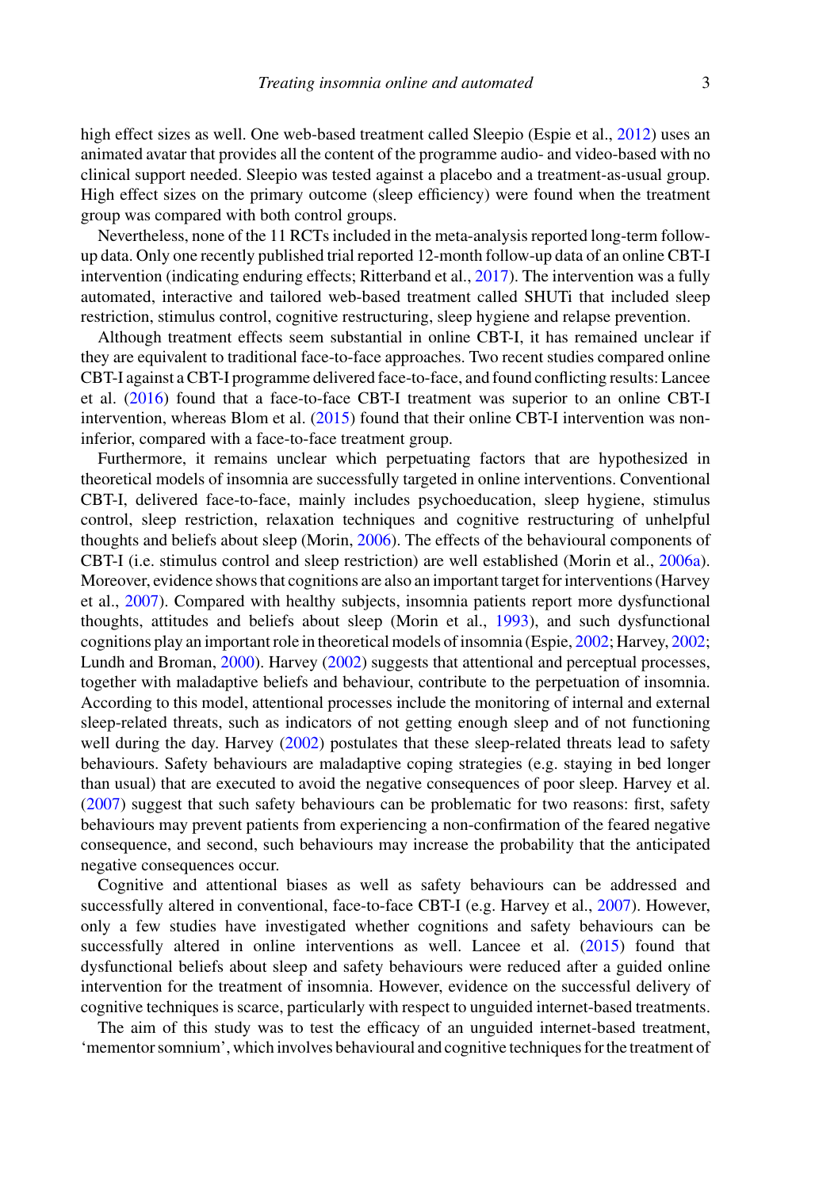high effect sizes as well. One web-based treatment called Sleepio (Espie et al., 2012) uses an animated avatar that provides all the content of the programme audio- and video-based with no clinical support needed. Sleepio was tested against a placebo and a treatment-as-usual group. High effect sizes on the primary outcome (sleep efficiency) were found when the treatment group was compared with both control groups.

Nevertheless, none of the 11 RCTs included in the meta-analysis reported long-term follow-up data. Only one recently published trial reported 12-month follow-up data of an online CBT-I intervention (indicating enduring effects; Ritterband et al., 2017). The intervention was a fully automated, interactive and tailored web-based treatment called SHUTi that included sleep restriction, stimulus control, cognitive restructuring, sleep hygiene and relapse prevention.

Although treatment effects seem substantial in online CBT-I, it has remained unclear if they are equivalent to traditional face-to-face approaches. Two recent studies compared online CBT-I against a CBT-I programme delivered face-to-face, and found conflicting results: Lancee et al. (2016) found that a face-to-face CBT-I treatment was superior to an online CBT-I intervention, whereas Blom et al. (2015) found that their online CBT-I intervention was non-inferior, compared with a face-to-face treatment group.

Furthermore, it remains unclear which perpetuating factors that are hypothesized in theoretical models of insomnia are successfully targeted in online interventions. Conventional CBT-I, delivered face-to-face, mainly includes psychoeducation, sleep hygiene, stimulus control, sleep restriction, relaxation techniques and cognitive restructuring of unhelpful thoughts and beliefs about sleep (Morin, 2006). The effects of the behavioural components of CBT-I (i.e. stimulus control and sleep restriction) are well established (Morin et al., 2006a). Moreover, evidence shows that cognitions are also an important target for interventions (Harvey et al., 2007). Compared with healthy subjects, insomnia patients report more dysfunctional thoughts, attitudes and beliefs about sleep (Morin et al., 1993), and such dysfunctional cognitions play an important role in theoretical models of insomnia (Espie, 2002; Harvey, 2002; Lundh and Broman, 2000). Harvey (2002) suggests that attentional and perceptual processes, together with maladaptive beliefs and behaviour, contribute to the perpetuation of insomnia. According to this model, attentional processes include the monitoring of internal and external sleep-related threats, such as indicators of not getting enough sleep and of not functioning well during the day. Harvey (2002) postulates that these sleep-related threats lead to safety behaviours. Safety behaviours are maladaptive coping strategies (e.g. staying in bed longer than usual) that are executed to avoid the negative consequences of poor sleep. Harvey et al. (2007) suggest that such safety behaviours can be problematic for two reasons: first, safety behaviours may prevent patients from experiencing a non-confirmation of the feared negative consequence, and second, such behaviours may increase the probability that the anticipated negative consequences occur.

Cognitive and attentional biases as well as safety behaviours can be addressed and successfully altered in conventional, face-to-face CBT-I (e.g. Harvey et al., 2007). However, only a few studies have investigated whether cognitions and safety behaviours can be successfully altered in online interventions as well. Lancee et al. (2015) found that dysfunctional beliefs about sleep and safety behaviours were reduced after a guided online intervention for the treatment of insomnia. However, evidence on the successful delivery of cognitive techniques is scarce, particularly with respect to unguided internet-based treatments.

The aim of this study was to test the efficacy of an unguided internet-based treatment, 'mementor somnium', which involves behavioural and cognitive techniques for the treatment of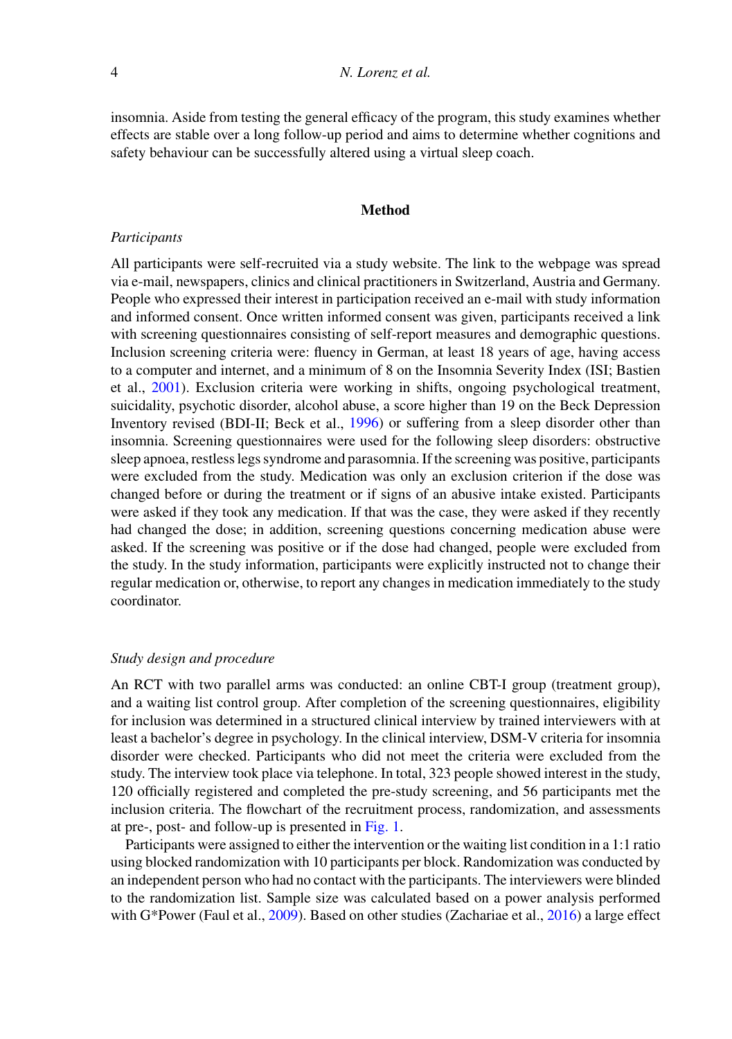insomnia. Aside from testing the general efficacy of the program, this study examines whether effects are stable over a long follow-up period and aims to determine whether cognitions and safety behaviour can be successfully altered using a virtual sleep coach.

## Method

### *Participants*

All participants were self-recruited via a study website. The link to the webpage was spread via e-mail, newspapers, clinics and clinical practitioners in Switzerland, Austria and Germany. People who expressed their interest in participation received an e-mail with study information and informed consent. Once written informed consent was given, participants received a link with screening questionnaires consisting of self-report measures and demographic questions. Inclusion screening criteria were: fluency in German, at least 18 years of age, having access to a computer and internet, and a minimum of 8 on the Insomnia Severity Index (ISI; Bastien et al., 2001). Exclusion criteria were working in shifts, ongoing psychological treatment, suicidality, psychotic disorder, alcohol abuse, a score higher than 19 on the Beck Depression Inventory revised (BDI-II; Beck et al., 1996) or suffering from a sleep disorder other than insomnia. Screening questionnaires were used for the following sleep disorders: obstructive sleep apnoea, restless legs syndrome and parasomnia. If the screening was positive, participants were excluded from the study. Medication was only an exclusion criterion if the dose was changed before or during the treatment or if signs of an abusive intake existed. Participants were asked if they took any medication. If that was the case, they were asked if they recently had changed the dose; in addition, screening questions concerning medication abuse were asked. If the screening was positive or if the dose had changed, people were excluded from the study. In the study information, participants were explicitly instructed not to change their regular medication or, otherwise, to report any changes in medication immediately to the study coordinator.

### *Study design and procedure*

An RCT with two parallel arms was conducted: an online CBT-I group (treatment group), and a waiting list control group. After completion of the screening questionnaires, eligibility for inclusion was determined in a structured clinical interview by trained interviewers with at least a bachelor's degree in psychology. In the clinical interview, DSM-V criteria for insomnia disorder were checked. Participants who did not meet the criteria were excluded from the study. The interview took place via telephone. In total, 323 people showed interest in the study, 120 officially registered and completed the pre-study screening, and 56 participants met the inclusion criteria. The flowchart of the recruitment process, randomization, and assessments at pre-, post- and follow-up is presented in Fig. 1.

Participants were assigned to either the intervention or the waiting list condition in a 1:1 ratio using blocked randomization with 10 participants per block. Randomization was conducted by an independent person who had no contact with the participants. The interviewers were blinded to the randomization list. Sample size was calculated based on a power analysis performed with G*Power (Faul et al., 2009). Based on other studies (Zachariae et al., 2016) a large effect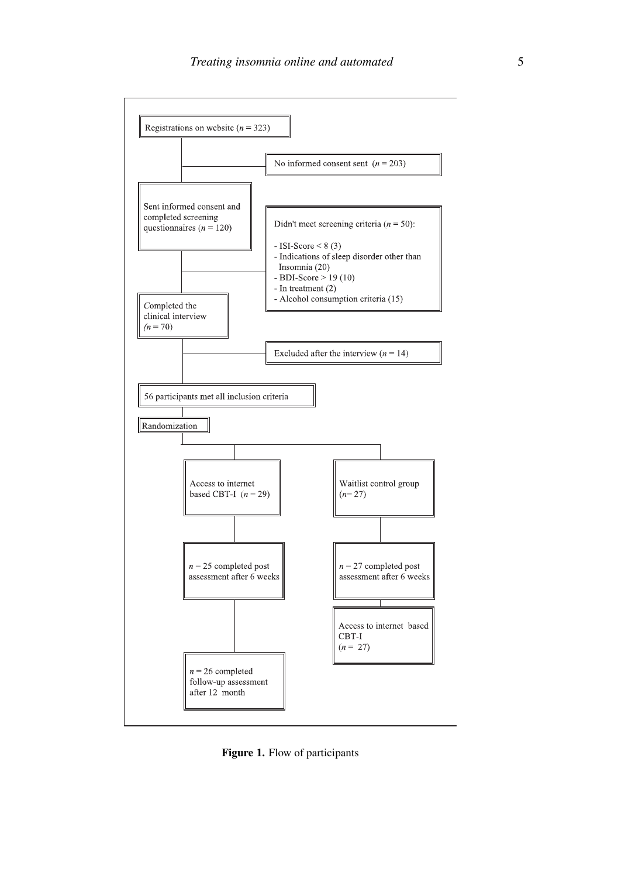Registrations on website ($n$ = 323)

No informed consent sent ($n$ = 203)

Sent informed consent and completed screening questionnaires ($n$ = 120)

Didn't meet screening criteria ($n$ = 50):

- ISI-Score < 8 (3)
- Indications of sleep disorder other than Insomnia (20)
- BDI-Score > 19 (10)
- In treatment (2)
- Alcohol consumption criteria (15)

Completed the clinical interview ($n$ = 70)

Excluded after the interview ($n$ = 14)

56 participants met all inclusion criteria

Randomization

Access to internet based CBT-I ($n$ = 29)

Waitlist control group ($n$= 27)

$n$ = 25 completed post assessment after 6 weeks

$n$ = 27 completed post assessment after 6 weeks

Access to internet based CBT-I ($n$ = 27)

$n$ = 26 completed follow-up assessment after 12 month

**Figure 1.** Flow of participants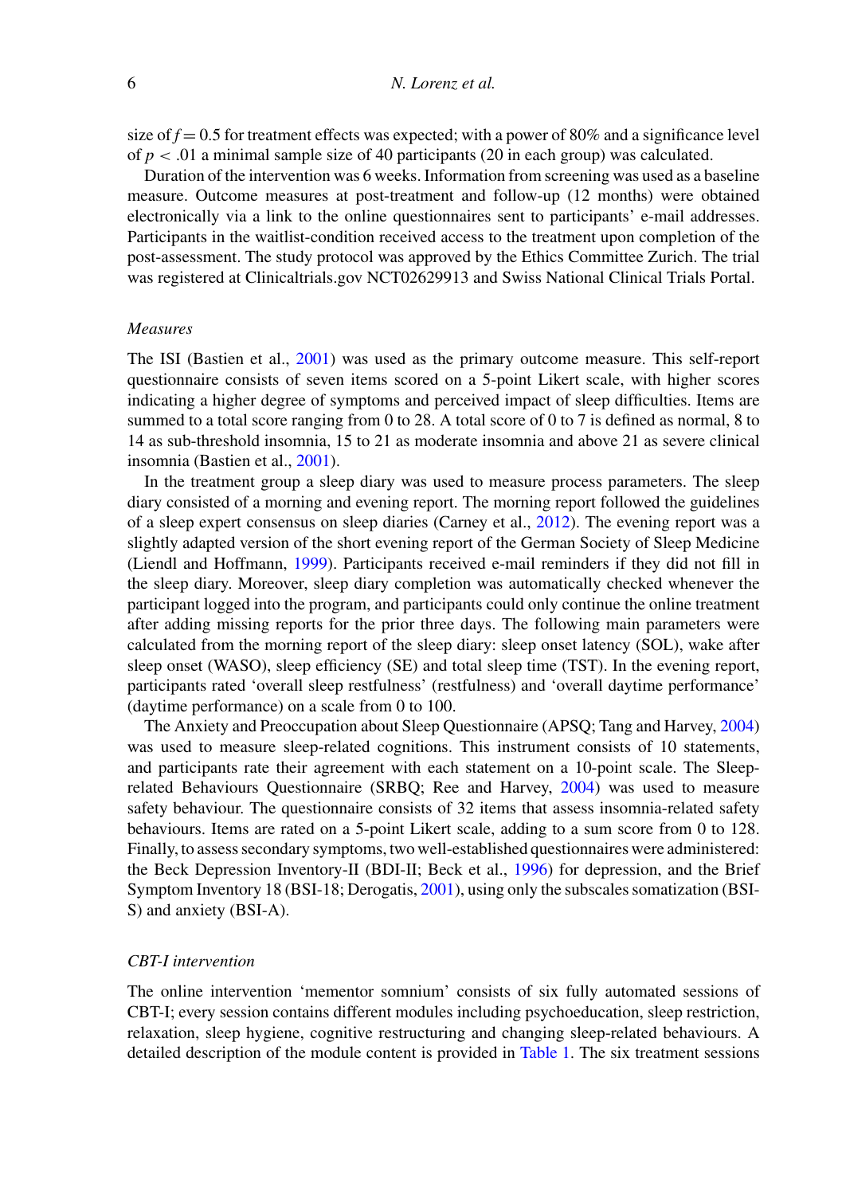size of $f = 0.5$ for treatment effects was expected; with a power of 80% and a significance level of $p < .01$ a minimal sample size of 40 participants (20 in each group) was calculated.

Duration of the intervention was 6 weeks. Information from screening was used as a baseline measure. Outcome measures at post-treatment and follow-up (12 months) were obtained electronically via a link to the online questionnaires sent to participants' e-mail addresses. Participants in the waitlist-condition received access to the treatment upon completion of the post-assessment. The study protocol was approved by the Ethics Committee Zurich. The trial was registered at Clinicaltrials.gov NCT02629913 and Swiss National Clinical Trials Portal.

### *Measures*

The ISI (Bastien et al., 2001) was used as the primary outcome measure. This self-report questionnaire consists of seven items scored on a 5-point Likert scale, with higher scores indicating a higher degree of symptoms and perceived impact of sleep difficulties. Items are summed to a total score ranging from 0 to 28. A total score of 0 to 7 is defined as normal, 8 to 14 as sub-threshold insomnia, 15 to 21 as moderate insomnia and above 21 as severe clinical insomnia (Bastien et al., 2001).

In the treatment group a sleep diary was used to measure process parameters. The sleep diary consisted of a morning and evening report. The morning report followed the guidelines of a sleep expert consensus on sleep diaries (Carney et al., 2012). The evening report was a slightly adapted version of the short evening report of the German Society of Sleep Medicine (Liendl and Hoffmann, 1999). Participants received e-mail reminders if they did not fill in the sleep diary. Moreover, sleep diary completion was automatically checked whenever the participant logged into the program, and participants could only continue the online treatment after adding missing reports for the prior three days. The following main parameters were calculated from the morning report of the sleep diary: sleep onset latency (SOL), wake after sleep onset (WASO), sleep efficiency (SE) and total sleep time (TST). In the evening report, participants rated 'overall sleep restfulness' (restfulness) and 'overall daytime performance' (daytime performance) on a scale from 0 to 100.

The Anxiety and Preoccupation about Sleep Questionnaire (APSQ; Tang and Harvey, 2004) was used to measure sleep-related cognitions. This instrument consists of 10 statements, and participants rate their agreement with each statement on a 10-point scale. The Sleep-related Behaviours Questionnaire (SRBQ; Ree and Harvey, 2004) was used to measure safety behaviour. The questionnaire consists of 32 items that assess insomnia-related safety behaviours. Items are rated on a 5-point Likert scale, adding to a sum score from 0 to 128. Finally, to assess secondary symptoms, two well-established questionnaires were administered: the Beck Depression Inventory-II (BDI-II; Beck et al., 1996) for depression, and the Brief Symptom Inventory 18 (BSI-18; Derogatis, 2001), using only the subscales somatization (BSI-S) and anxiety (BSI-A).

### *CBT-I intervention*

The online intervention 'mementor somnium' consists of six fully automated sessions of CBT-I; every session contains different modules including psychoeducation, sleep restriction, relaxation, sleep hygiene, cognitive restructuring and changing sleep-related behaviours. A detailed description of the module content is provided in Table 1. The six treatment sessions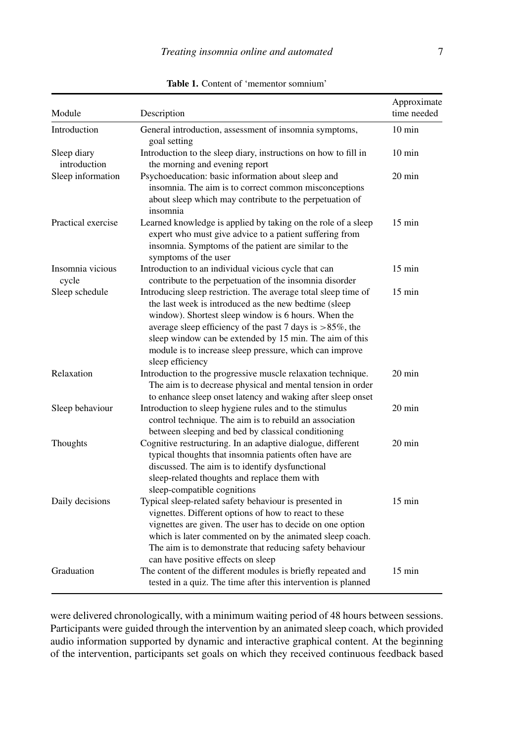**Table 1.** Content of 'mementor somnium'

| Module | Description | Approximate time needed |
|---|---|---|
| Introduction | General introduction, assessment of insomnia symptoms, goal setting | 10 min |
| Sleep diary introduction | Introduction to the sleep diary, instructions on how to fill in the morning and evening report | 10 min |
| Sleep information | Psychoeducation: basic information about sleep and insomnia. The aim is to correct common misconceptions about sleep which may contribute to the perpetuation of insomnia | 20 min |
| Practical exercise | Learned knowledge is applied by taking on the role of a sleep expert who must give advice to a patient suffering from insomnia. Symptoms of the patient are similar to the symptoms of the user | 15 min |
| Insomnia vicious cycle | Introduction to an individual vicious cycle that can contribute to the perpetuation of the insomnia disorder | 15 min |
| Sleep schedule | Introducing sleep restriction. The average total sleep time of the last week is introduced as the new bedtime (sleep window). Shortest sleep window is 6 hours. When the average sleep efficiency of the past 7 days is $>85\%$, the sleep window can be extended by 15 min. The aim of this module is to increase sleep pressure, which can improve sleep efficiency | 15 min |
| Relaxation | Introduction to the progressive muscle relaxation technique. The aim is to decrease physical and mental tension in order to enhance sleep onset latency and waking after sleep onset | 20 min |
| Sleep behaviour | Introduction to sleep hygiene rules and to the stimulus control technique. The aim is to rebuild an association between sleeping and bed by classical conditioning | 20 min |
| Thoughts | Cognitive restructuring. In an adaptive dialogue, different typical thoughts that insomnia patients often have are discussed. The aim is to identify dysfunctional sleep-related thoughts and replace them with sleep-compatible cognitions | 20 min |
| Daily decisions | Typical sleep-related safety behaviour is presented in vignettes. Different options of how to react to these vignettes are given. The user has to decide on one option which is later commented on by the animated sleep coach. The aim is to demonstrate that reducing safety behaviour can have positive effects on sleep | 15 min |
| Graduation | The content of the different modules is briefly repeated and tested in a quiz. The time after this intervention is planned | 15 min |

were delivered chronologically, with a minimum waiting period of 48 hours between sessions. Participants were guided through the intervention by an animated sleep coach, which provided audio information supported by dynamic and interactive graphical content. At the beginning of the intervention, participants set goals on which they received continuous feedback based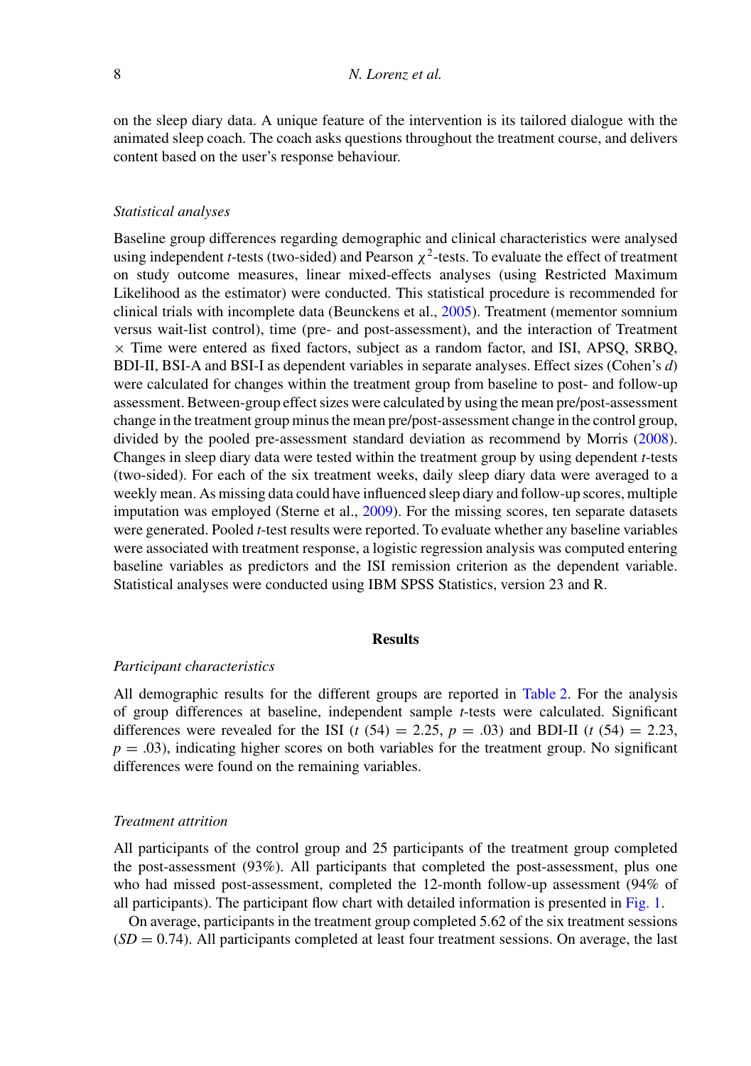on the sleep diary data. A unique feature of the intervention is its tailored dialogue with the animated sleep coach. The coach asks questions throughout the treatment course, and delivers content based on the user's response behaviour.

### *Statistical analyses*

Baseline group differences regarding demographic and clinical characteristics were analysed using independent *t*-tests (two-sided) and Pearson $\chi^2$-tests. To evaluate the effect of treatment on study outcome measures, linear mixed-effects analyses (using Restricted Maximum Likelihood as the estimator) were conducted. This statistical procedure is recommended for clinical trials with incomplete data (Beunckens et al., 2005). Treatment (mementor somnium versus wait-list control), time (pre- and post-assessment), and the interaction of Treatment $\times$ Time were entered as fixed factors, subject as a random factor, and ISI, APSQ, SRBQ, BDI-II, BSI-A and BSI-I as dependent variables in separate analyses. Effect sizes (Cohen's *d*) were calculated for changes within the treatment group from baseline to post- and follow-up assessment. Between-group effect sizes were calculated by using the mean pre/post-assessment change in the treatment group minus the mean pre/post-assessment change in the control group, divided by the pooled pre-assessment standard deviation as recommend by Morris (2008). Changes in sleep diary data were tested within the treatment group by using dependent *t*-tests (two-sided). For each of the six treatment weeks, daily sleep diary data were averaged to a weekly mean. As missing data could have influenced sleep diary and follow-up scores, multiple imputation was employed (Sterne et al., 2009). For the missing scores, ten separate datasets were generated. Pooled *t*-test results were reported. To evaluate whether any baseline variables were associated with treatment response, a logistic regression analysis was computed entering baseline variables as predictors and the ISI remission criterion as the dependent variable. Statistical analyses were conducted using IBM SPSS Statistics, version 23 and R.

## Results

### *Participant characteristics*

All demographic results for the different groups are reported in Table 2. For the analysis of group differences at baseline, independent sample *t*-tests were calculated. Significant differences were revealed for the ISI ($t\ (54) = 2.25$, $p = .03$) and BDI-II ($t\ (54) = 2.23$, $p = .03$), indicating higher scores on both variables for the treatment group. No significant differences were found on the remaining variables.

### *Treatment attrition*

All participants of the control group and 25 participants of the treatment group completed the post-assessment (93%). All participants that completed the post-assessment, plus one who had missed post-assessment, completed the 12-month follow-up assessment (94% of all participants). The participant flow chart with detailed information is presented in Fig. 1.

On average, participants in the treatment group completed 5.62 of the six treatment sessions ($SD = 0.74$). All participants completed at least four treatment sessions. On average, the last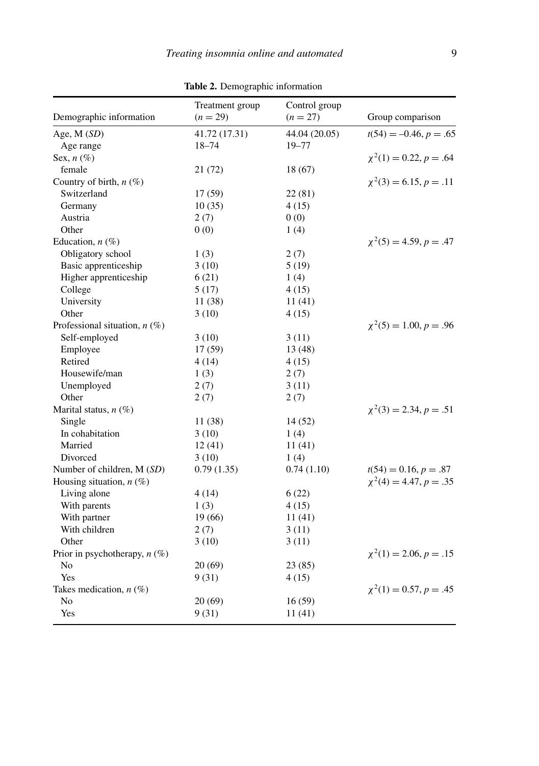**Table 2.** Demographic information

| Demographic information | Treatment group ($n = 29$) | Control group ($n = 27$) | Group comparison |
|---|---|---|---|
| Age, M (*SD*) | 41.72 (17.31) | 44.04 (20.05) | $t(54) = -0.46$, $p = .65$ |
| Age range | 18–74 | 19–77 | |
| Sex, *n* (%) | | | $\chi^2(1) = 0.22$, $p = .64$ |
| female | 21 (72) | 18 (67) | |
| Country of birth, *n* (%) | | | $\chi^2(3) = 6.15$, $p = .11$ |
| Switzerland | 17 (59) | 22 (81) | |
| Germany | 10 (35) | 4 (15) | |
| Austria | 2 (7) | 0 (0) | |
| Other | 0 (0) | 1 (4) | |
| Education, *n* (%) | | | $\chi^2(5) = 4.59$, $p = .47$ |
| Obligatory school | 1 (3) | 2 (7) | |
| Basic apprenticeship | 3 (10) | 5 (19) | |
| Higher apprenticeship | 6 (21) | 1 (4) | |
| College | 5 (17) | 4 (15) | |
| University | 11 (38) | 11 (41) | |
| Other | 3 (10) | 4 (15) | |
| Professional situation, *n* (%) | | | $\chi^2(5) = 1.00$, $p = .96$ |
| Self-employed | 3 (10) | 3 (11) | |
| Employee | 17 (59) | 13 (48) | |
| Retired | 4 (14) | 4 (15) | |
| Housewife/man | 1 (3) | 2 (7) | |
| Unemployed | 2 (7) | 3 (11) | |
| Other | 2 (7) | 2 (7) | |
| Marital status, *n* (%) | | | $\chi^2(3) = 2.34$, $p = .51$ |
| Single | 11 (38) | 14 (52) | |
| In cohabitation | 3 (10) | 1 (4) | |
| Married | 12 (41) | 11 (41) | |
| Divorced | 3 (10) | 1 (4) | |
| Number of children, M (*SD*) | 0.79 (1.35) | 0.74 (1.10) | $t(54) = 0.16$, $p = .87$ |
| Housing situation, *n* (%) | | | $\chi^2(4) = 4.47$, $p = .35$ |
| Living alone | 4 (14) | 6 (22) | |
| With parents | 1 (3) | 4 (15) | |
| With partner | 19 (66) | 11 (41) | |
| With children | 2 (7) | 3 (11) | |
| Other | 3 (10) | 3 (11) | |
| Prior in psychotherapy, *n* (%) | | | $\chi^2(1) = 2.06$, $p = .15$ |
| No | 20 (69) | 23 (85) | |
| Yes | 9 (31) | 4 (15) | |
| Takes medication, *n* (%) | | | $\chi^2(1) = 0.57$, $p = .45$ |
| No | 20 (69) | 16 (59) | |
| Yes | 9 (31) | 11 (41) | |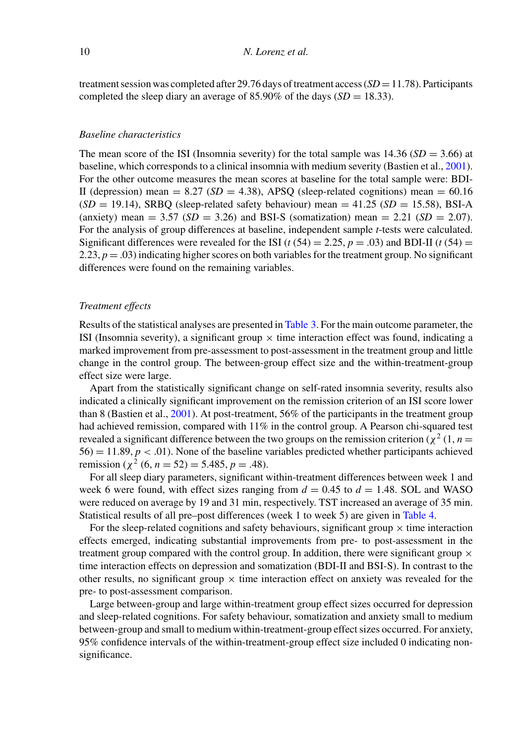treatment session was completed after 29.76 days of treatment access ($SD = 11.78$). Participants completed the sleep diary an average of 85.90% of the days ($SD = 18.33$).

### *Baseline characteristics*

The mean score of the ISI (Insomnia severity) for the total sample was 14.36 ($SD = 3.66$) at baseline, which corresponds to a clinical insomnia with medium severity (Bastien et al., 2001). For the other outcome measures the mean scores at baseline for the total sample were: BDI-II (depression) mean = 8.27 ($SD = 4.38$), APSQ (sleep-related cognitions) mean = 60.16 ($SD = 19.14$), SRBQ (sleep-related safety behaviour) mean = 41.25 ($SD = 15.58$), BSI-A (anxiety) mean = 3.57 ($SD = 3.26$) and BSI-S (somatization) mean = 2.21 ($SD = 2.07$). For the analysis of group differences at baseline, independent sample *t*-tests were calculated. Significant differences were revealed for the ISI ($t\ (54) = 2.25$, $p = .03$) and BDI-II ($t\ (54) = 2.23$, $p = .03$) indicating higher scores on both variables for the treatment group. No significant differences were found on the remaining variables.

### *Treatment effects*

Results of the statistical analyses are presented in Table 3. For the main outcome parameter, the ISI (Insomnia severity), a significant group × time interaction effect was found, indicating a marked improvement from pre-assessment to post-assessment in the treatment group and little change in the control group. The between-group effect size and the within-treatment-group effect size were large.

Apart from the statistically significant change on self-rated insomnia severity, results also indicated a clinically significant improvement on the remission criterion of an ISI score lower than 8 (Bastien et al., 2001). At post-treatment, 56% of the participants in the treatment group had achieved remission, compared with 11% in the control group. A Pearson chi-squared test revealed a significant difference between the two groups on the remission criterion ($\chi^2\ (1, n = 56) = 11.89$, $p < .01$). None of the baseline variables predicted whether participants achieved remission ($\chi^2\ (6, n = 52) = 5.485$, $p = .48$).

For all sleep diary parameters, significant within-treatment differences between week 1 and week 6 were found, with effect sizes ranging from $d = 0.45$ to $d = 1.48$. SOL and WASO were reduced on average by 19 and 31 min, respectively. TST increased an average of 35 min. Statistical results of all pre–post differences (week 1 to week 5) are given in Table 4.

For the sleep-related cognitions and safety behaviours, significant group × time interaction effects emerged, indicating substantial improvements from pre- to post-assessment in the treatment group compared with the control group. In addition, there were significant group × time interaction effects on depression and somatization (BDI-II and BSI-S). In contrast to the other results, no significant group × time interaction effect on anxiety was revealed for the pre- to post-assessment comparison.

Large between-group and large within-treatment group effect sizes occurred for depression and sleep-related cognitions. For safety behaviour, somatization and anxiety small to medium between-group and small to medium within-treatment-group effect sizes occurred. For anxiety, 95% confidence intervals of the within-treatment-group effect size included 0 indicating non-significance.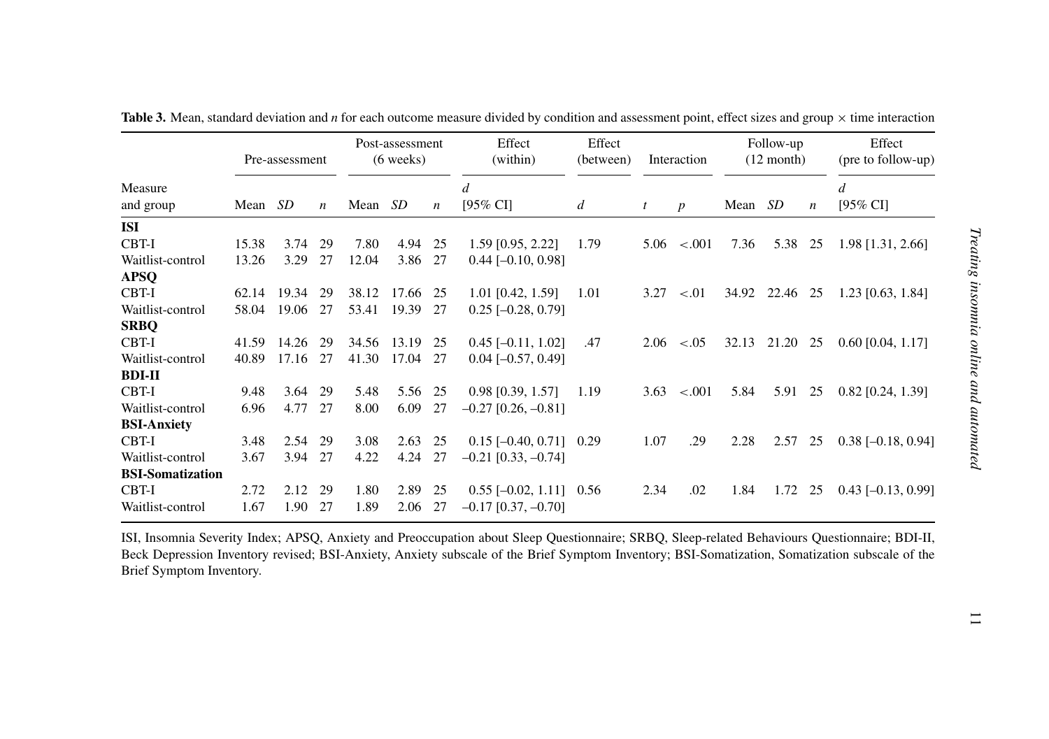**Table 3.** Mean, standard deviation and *n* for each outcome measure divided by condition and assessment point, effect sizes and group × time interaction

| Measure and group | Pre-assessment | | | Post-assessment (6 weeks) | | | Effect (within) | Effect (between) | Interaction | | Follow-up (12 month) | | | Effect (pre to follow-up) |
|---|---|---|---|---|---|---|---|---|---|---|---|---|---|---|
| | Mean | *SD* | *n* | Mean | *SD* | *n* | *d* [95% CI] | *d* | *t* | *p* | Mean | *SD* | *n* | *d* [95% CI] |
| **ISI** | | | | | | | | | | | | | | |
| CBT-I | 15.38 | 3.74 | 29 | 7.80 | 4.94 | 25 | 1.59 [0.95, 2.22] | 1.79 | 5.06 | <.001 | 7.36 | 5.38 | 25 | 1.98 [1.31, 2.66] |
| Waitlist-control | 13.26 | 3.29 | 27 | 12.04 | 3.86 | 27 | 0.44 [–0.10, 0.98] | | | | | | | |
| **APSQ** | | | | | | | | | | | | | | |
| CBT-I | 62.14 | 19.34 | 29 | 38.12 | 17.66 | 25 | 1.01 [0.42, 1.59] | 1.01 | 3.27 | <.01 | 34.92 | 22.46 | 25 | 1.23 [0.63, 1.84] |
| Waitlist-control | 58.04 | 19.06 | 27 | 53.41 | 19.39 | 27 | 0.25 [–0.28, 0.79] | | | | | | | |
| **SRBQ** | | | | | | | | | | | | | | |
| CBT-I | 41.59 | 14.26 | 29 | 34.56 | 13.19 | 25 | 0.45 [–0.11, 1.02] | .47 | 2.06 | <.05 | 32.13 | 21.20 | 25 | 0.60 [0.04, 1.17] |
| Waitlist-control | 40.89 | 17.16 | 27 | 41.30 | 17.04 | 27 | 0.04 [–0.57, 0.49] | | | | | | | |
| **BDI-II** | | | | | | | | | | | | | | |
| CBT-I | 9.48 | 3.64 | 29 | 5.48 | 5.56 | 25 | 0.98 [0.39, 1.57] | 1.19 | 3.63 | <.001 | 5.84 | 5.91 | 25 | 0.82 [0.24, 1.39] |
| Waitlist-control | 6.96 | 4.77 | 27 | 8.00 | 6.09 | 27 | –0.27 [0.26, –0.81] | | | | | | | |
| **BSI-Anxiety** | | | | | | | | | | | | | | |
| CBT-I | 3.48 | 2.54 | 29 | 3.08 | 2.63 | 25 | 0.15 [–0.40, 0.71] | 0.29 | 1.07 | .29 | 2.28 | 2.57 | 25 | 0.38 [–0.18, 0.94] |
| Waitlist-control | 3.67 | 3.94 | 27 | 4.22 | 4.24 | 27 | –0.21 [0.33, –0.74] | | | | | | | |
| **BSI-Somatization** | | | | | | | | | | | | | | |
| CBT-I | 2.72 | 2.12 | 29 | 1.80 | 2.89 | 25 | 0.55 [–0.02, 1.11] | 0.56 | 2.34 | .02 | 1.84 | 1.72 | 25 | 0.43 [–0.13, 0.99] |
| Waitlist-control | 1.67 | 1.90 | 27 | 1.89 | 2.06 | 27 | –0.17 [0.37, –0.70] | | | | | | | |

ISI, Insomnia Severity Index; APSQ, Anxiety and Preoccupation about Sleep Questionnaire; SRBQ, Sleep-related Behaviours Questionnaire; BDI-II, Beck Depression Inventory revised; BSI-Anxiety, Anxiety subscale of the Brief Symptom Inventory; BSI-Somatization, Somatization subscale of the Brief Symptom Inventory.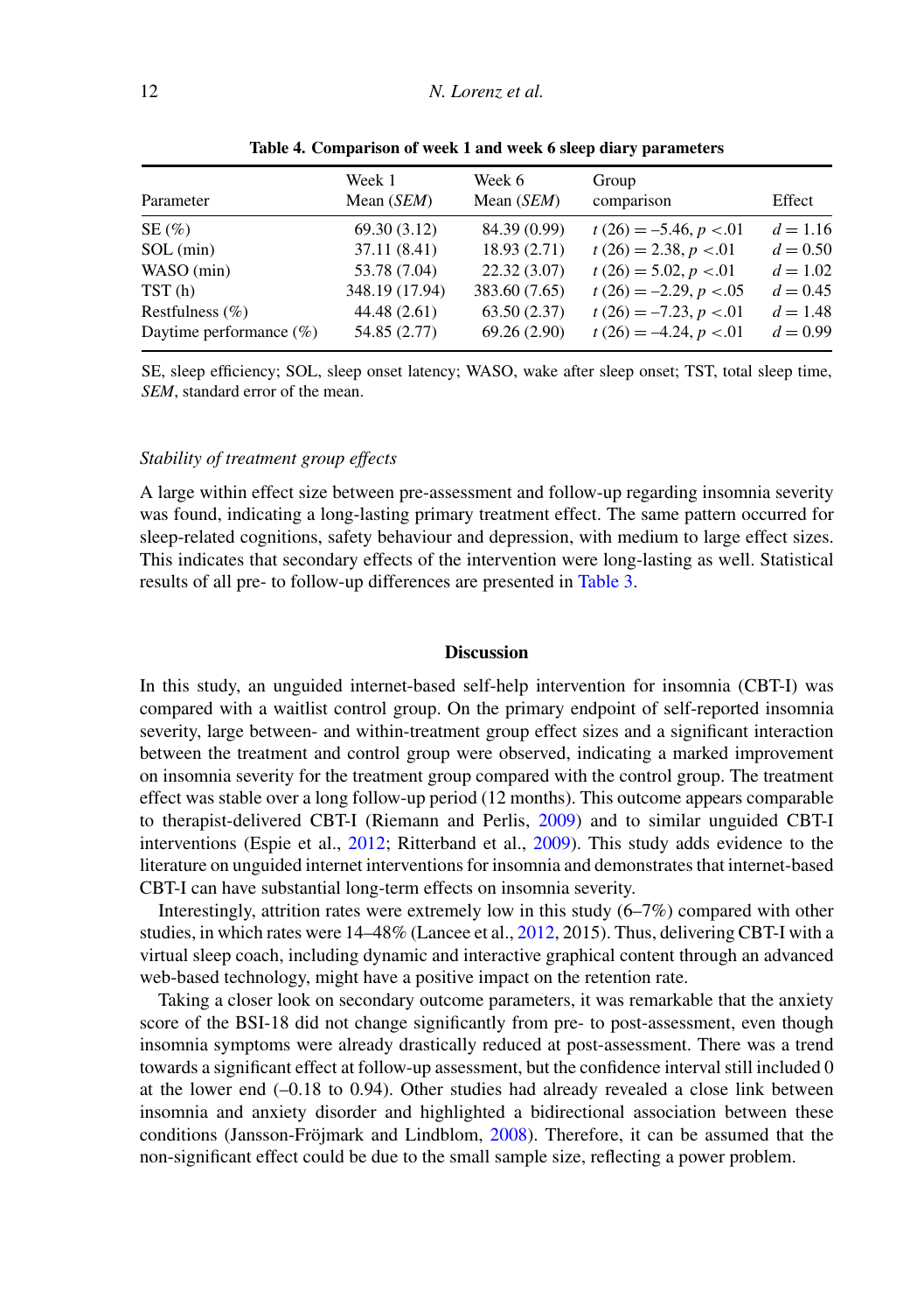**Table 4. Comparison of week 1 and week 6 sleep diary parameters**

| Parameter | Week 1 Mean (*SEM*) | Week 6 Mean (*SEM*) | Group comparison | Effect |
|---|---|---|---|---|
| SE (%) | 69.30 (3.12) | 84.39 (0.99) | $t\,(26) = -5.46$, $p < .01$ | $d = 1.16$ |
| SOL (min) | 37.11 (8.41) | 18.93 (2.71) | $t\,(26) = 2.38$, $p < .01$ | $d = 0.50$ |
| WASO (min) | 53.78 (7.04) | 22.32 (3.07) | $t\,(26) = 5.02$, $p < .01$ | $d = 1.02$ |
| TST (h) | 348.19 (17.94) | 383.60 (7.65) | $t\,(26) = -2.29$, $p < .05$ | $d = 0.45$ |
| Restfulness (%) | 44.48 (2.61) | 63.50 (2.37) | $t\,(26) = -7.23$, $p < .01$ | $d = 1.48$ |
| Daytime performance (%) | 54.85 (2.77) | 69.26 (2.90) | $t\,(26) = -4.24$, $p < .01$ | $d = 0.99$ |

SE, sleep efficiency; SOL, sleep onset latency; WASO, wake after sleep onset; TST, total sleep time, *SEM*, standard error of the mean.

### *Stability of treatment group effects*

A large within effect size between pre-assessment and follow-up regarding insomnia severity was found, indicating a long-lasting primary treatment effect. The same pattern occurred for sleep-related cognitions, safety behaviour and depression, with medium to large effect sizes. This indicates that secondary effects of the intervention were long-lasting as well. Statistical results of all pre- to follow-up differences are presented in Table 3.

## Discussion

In this study, an unguided internet-based self-help intervention for insomnia (CBT-I) was compared with a waitlist control group. On the primary endpoint of self-reported insomnia severity, large between- and within-treatment group effect sizes and a significant interaction between the treatment and control group were observed, indicating a marked improvement on insomnia severity for the treatment group compared with the control group. The treatment effect was stable over a long follow-up period (12 months). This outcome appears comparable to therapist-delivered CBT-I (Riemann and Perlis, 2009) and to similar unguided CBT-I interventions (Espie et al., 2012; Ritterband et al., 2009). This study adds evidence to the literature on unguided internet interventions for insomnia and demonstrates that internet-based CBT-I can have substantial long-term effects on insomnia severity.

Interestingly, attrition rates were extremely low in this study (6–7%) compared with other studies, in which rates were 14–48% (Lancee et al., 2012, 2015). Thus, delivering CBT-I with a virtual sleep coach, including dynamic and interactive graphical content through an advanced web-based technology, might have a positive impact on the retention rate.

Taking a closer look on secondary outcome parameters, it was remarkable that the anxiety score of the BSI-18 did not change significantly from pre- to post-assessment, even though insomnia symptoms were already drastically reduced at post-assessment. There was a trend towards a significant effect at follow-up assessment, but the confidence interval still included 0 at the lower end (–0.18 to 0.94). Other studies had already revealed a close link between insomnia and anxiety disorder and highlighted a bidirectional association between these conditions (Jansson-Fröjmark and Lindblom, 2008). Therefore, it can be assumed that the non-significant effect could be due to the small sample size, reflecting a power problem.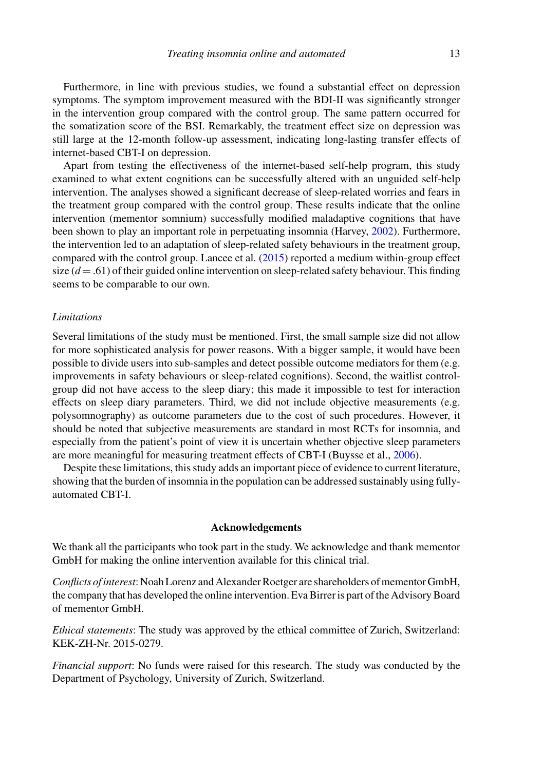Furthermore, in line with previous studies, we found a substantial effect on depression symptoms. The symptom improvement measured with the BDI-II was significantly stronger in the intervention group compared with the control group. The same pattern occurred for the somatization score of the BSI. Remarkably, the treatment effect size on depression was still large at the 12-month follow-up assessment, indicating long-lasting transfer effects of internet-based CBT-I on depression.

Apart from testing the effectiveness of the internet-based self-help program, this study examined to what extent cognitions can be successfully altered with an unguided self-help intervention. The analyses showed a significant decrease of sleep-related worries and fears in the treatment group compared with the control group. These results indicate that the online intervention (mementor somnium) successfully modified maladaptive cognitions that have been shown to play an important role in perpetuating insomnia (Harvey, 2002). Furthermore, the intervention led to an adaptation of sleep-related safety behaviours in the treatment group, compared with the control group. Lancee et al. (2015) reported a medium within-group effect size ($d = .61$) of their guided online intervention on sleep-related safety behaviour. This finding seems to be comparable to our own.

*Limitations*

Several limitations of the study must be mentioned. First, the small sample size did not allow for more sophisticated analysis for power reasons. With a bigger sample, it would have been possible to divide users into sub-samples and detect possible outcome mediators for them (e.g. improvements in safety behaviours or sleep-related cognitions). Second, the waitlist control-group did not have access to the sleep diary; this made it impossible to test for interaction effects on sleep diary parameters. Third, we did not include objective measurements (e.g. polysomnography) as outcome parameters due to the cost of such procedures. However, it should be noted that subjective measurements are standard in most RCTs for insomnia, and especially from the patient's point of view it is uncertain whether objective sleep parameters are more meaningful for measuring treatment effects of CBT-I (Buysse et al., 2006).

Despite these limitations, this study adds an important piece of evidence to current literature, showing that the burden of insomnia in the population can be addressed sustainably using fully-automated CBT-I.

## Acknowledgements

We thank all the participants who took part in the study. We acknowledge and thank mementor GmbH for making the online intervention available for this clinical trial.

*Conflicts of interest*: Noah Lorenz and Alexander Roetger are shareholders of mementor GmbH, the company that has developed the online intervention. Eva Birrer is part of the Advisory Board of mementor GmbH.

*Ethical statements*: The study was approved by the ethical committee of Zurich, Switzerland: KEK-ZH-Nr. 2015-0279.

*Financial support*: No funds were raised for this research. The study was conducted by the Department of Psychology, University of Zurich, Switzerland.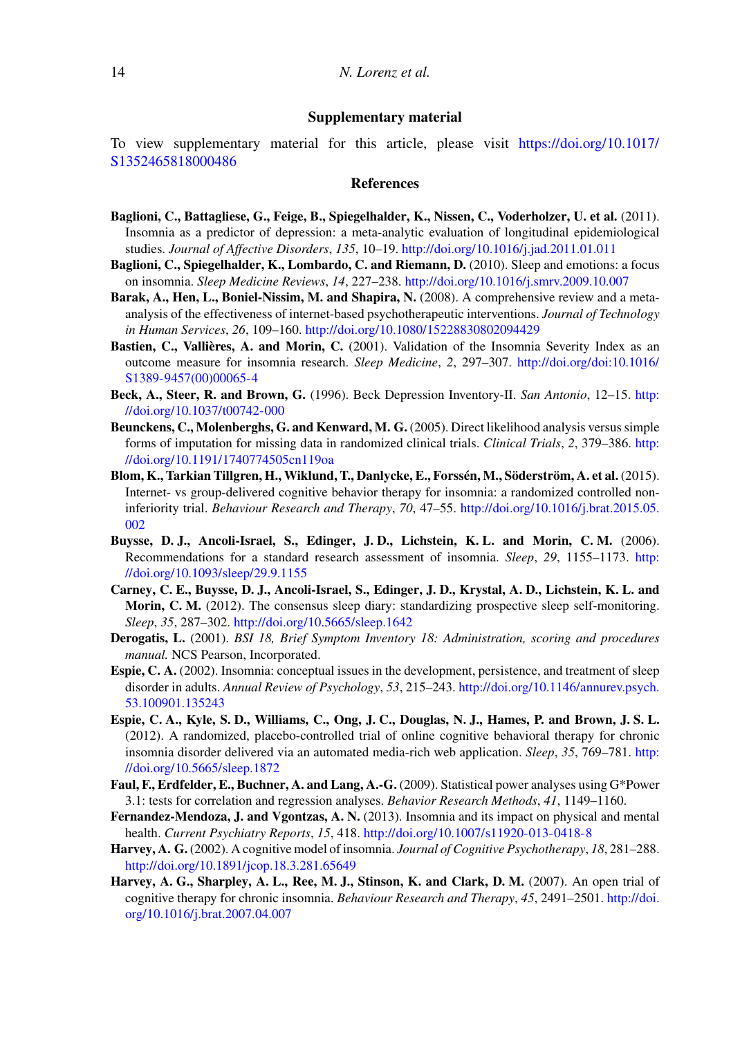## Supplementary material

To view supplementary material for this article, please visit https://doi.org/10.1017/S1352465818000486

## References

**Baglioni, C., Battagliese, G., Feige, B., Spiegelhalder, K., Nissen, C., Voderholzer, U. et al.** (2011). Insomnia as a predictor of depression: a meta-analytic evaluation of longitudinal epidemiological studies. *Journal of Affective Disorders*, *135*, 10–19. http://doi.org/10.1016/j.jad.2011.01.011

**Baglioni, C., Spiegelhalder, K., Lombardo, C. and Riemann, D.** (2010). Sleep and emotions: a focus on insomnia. *Sleep Medicine Reviews*, *14*, 227–238. http://doi.org/10.1016/j.smrv.2009.10.007

**Barak, A., Hen, L., Boniel-Nissim, M. and Shapira, N.** (2008). A comprehensive review and a meta-analysis of the effectiveness of internet-based psychotherapeutic interventions. *Journal of Technology in Human Services*, *26*, 109–160. http://doi.org/10.1080/15228830802094429

**Bastien, C., Vallières, A. and Morin, C.** (2001). Validation of the Insomnia Severity Index as an outcome measure for insomnia research. *Sleep Medicine*, *2*, 297–307. http://doi.org/doi:10.1016/S1389-9457(00)00065-4

**Beck, A., Steer, R. and Brown, G.** (1996). Beck Depression Inventory-II. *San Antonio*, 12–15. http://doi.org/10.1037/t00742-000

**Beunckens, C., Molenberghs, G. and Kenward, M. G.** (2005). Direct likelihood analysis versus simple forms of imputation for missing data in randomized clinical trials. *Clinical Trials*, *2*, 379–386. http://doi.org/10.1191/1740774505cn119oa

**Blom, K., Tarkian Tillgren, H., Wiklund, T., Danlycke, E., Forssén, M., Söderström, A. et al.** (2015). Internet- vs group-delivered cognitive behavior therapy for insomnia: a randomized controlled non-inferiority trial. *Behaviour Research and Therapy*, *70*, 47–55. http://doi.org/10.1016/j.brat.2015.05.002

**Buysse, D. J., Ancoli-Israel, S., Edinger, J. D., Lichstein, K. L. and Morin, C. M.** (2006). Recommendations for a standard research assessment of insomnia. *Sleep*, *29*, 1155–1173. http://doi.org/10.1093/sleep/29.9.1155

**Carney, C. E., Buysse, D. J., Ancoli-Israel, S., Edinger, J. D., Krystal, A. D., Lichstein, K. L. and Morin, C. M.** (2012). The consensus sleep diary: standardizing prospective sleep self-monitoring. *Sleep*, *35*, 287–302. http://doi.org/10.5665/sleep.1642

**Derogatis, L.** (2001). *BSI 18, Brief Symptom Inventory 18: Administration, scoring and procedures manual.* NCS Pearson, Incorporated.

**Espie, C. A.** (2002). Insomnia: conceptual issues in the development, persistence, and treatment of sleep disorder in adults. *Annual Review of Psychology*, *53*, 215–243. http://doi.org/10.1146/annurev.psych.53.100901.135243

**Espie, C. A., Kyle, S. D., Williams, C., Ong, J. C., Douglas, N. J., Hames, P. and Brown, J. S. L.** (2012). A randomized, placebo-controlled trial of online cognitive behavioral therapy for chronic insomnia disorder delivered via an automated media-rich web application. *Sleep*, *35*, 769–781. http://doi.org/10.5665/sleep.1872

**Faul, F., Erdfelder, E., Buchner, A. and Lang, A.-G.** (2009). Statistical power analyses using G*Power 3.1: tests for correlation and regression analyses. *Behavior Research Methods*, *41*, 1149–1160.

**Fernandez-Mendoza, J. and Vgontzas, A. N.** (2013). Insomnia and its impact on physical and mental health. *Current Psychiatry Reports*, *15*, 418. http://doi.org/10.1007/s11920-013-0418-8

**Harvey, A. G.** (2002). A cognitive model of insomnia. *Journal of Cognitive Psychotherapy*, *18*, 281–288. http://doi.org/10.1891/jcop.18.3.281.65649

**Harvey, A. G., Sharpley, A. L., Ree, M. J., Stinson, K. and Clark, D. M.** (2007). An open trial of cognitive therapy for chronic insomnia. *Behaviour Research and Therapy*, *45*, 2491–2501. http://doi.org/10.1016/j.brat.2007.04.007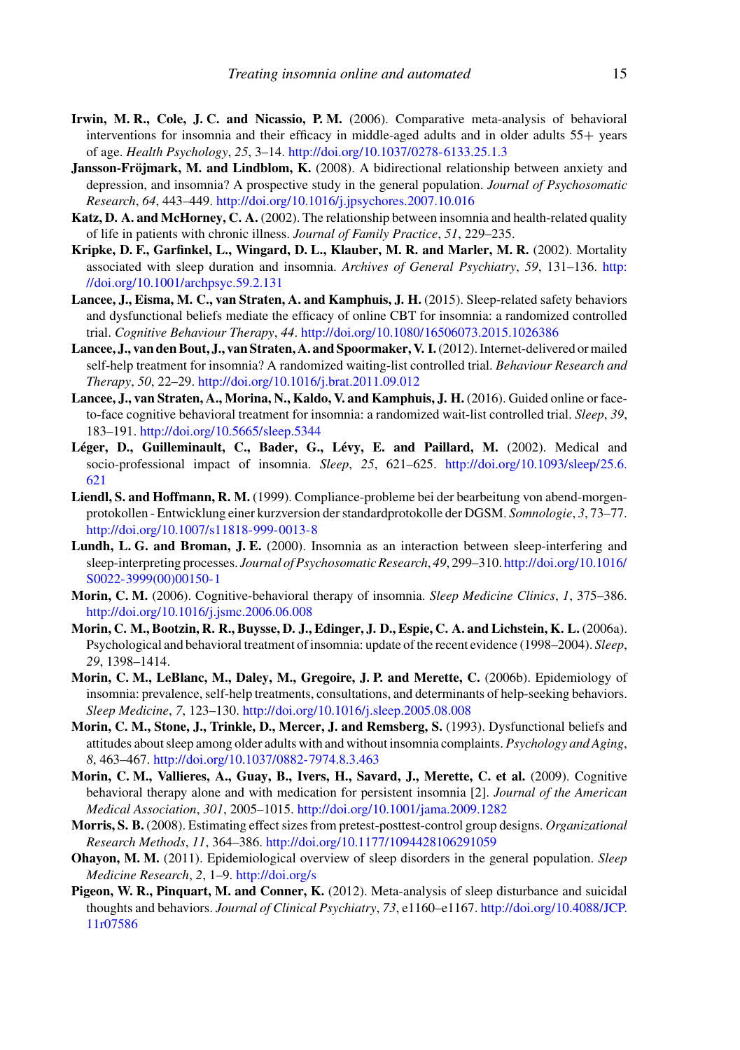**Irwin, M. R., Cole, J. C. and Nicassio, P. M.** (2006). Comparative meta-analysis of behavioral interventions for insomnia and their efficacy in middle-aged adults and in older adults 55+ years of age. *Health Psychology*, *25*, 3–14. http://doi.org/10.1037/0278-6133.25.1.3

**Jansson-Fröjmark, M. and Lindblom, K.** (2008). A bidirectional relationship between anxiety and depression, and insomnia? A prospective study in the general population. *Journal of Psychosomatic Research*, *64*, 443–449. http://doi.org/10.1016/j.jpsychores.2007.10.016

**Katz, D. A. and McHorney, C. A.** (2002). The relationship between insomnia and health-related quality of life in patients with chronic illness. *Journal of Family Practice*, *51*, 229–235.

**Kripke, D. F., Garfinkel, L., Wingard, D. L., Klauber, M. R. and Marler, M. R.** (2002). Mortality associated with sleep duration and insomnia. *Archives of General Psychiatry*, *59*, 131–136. http://doi.org/10.1001/archpsyc.59.2.131

**Lancee, J., Eisma, M. C., van Straten, A. and Kamphuis, J. H.** (2015). Sleep-related safety behaviors and dysfunctional beliefs mediate the efficacy of online CBT for insomnia: a randomized controlled trial. *Cognitive Behaviour Therapy*, *44*. http://doi.org/10.1080/16506073.2015.1026386

**Lancee, J., van den Bout, J., van Straten, A. and Spoormaker, V. I.** (2012). Internet-delivered or mailed self-help treatment for insomnia? A randomized waiting-list controlled trial. *Behaviour Research and Therapy*, *50*, 22–29. http://doi.org/10.1016/j.brat.2011.09.012

**Lancee, J., van Straten, A., Morina, N., Kaldo, V. and Kamphuis, J. H.** (2016). Guided online or face-to-face cognitive behavioral treatment for insomnia: a randomized wait-list controlled trial. *Sleep*, *39*, 183–191. http://doi.org/10.5665/sleep.5344

**Léger, D., Guilleminault, C., Bader, G., Lévy, E. and Paillard, M.** (2002). Medical and socio-professional impact of insomnia. *Sleep*, *25*, 621–625. http://doi.org/10.1093/sleep/25.6.621

**Liendl, S. and Hoffmann, R. M.** (1999). Compliance-probleme bei der bearbeitung von abend-morgen-protokollen - Entwicklung einer kurzversion der standardprotokolle der DGSM. *Somnologie*, *3*, 73–77. http://doi.org/10.1007/s11818-999-0013-8

**Lundh, L. G. and Broman, J. E.** (2000). Insomnia as an interaction between sleep-interfering and sleep-interpreting processes. *Journal of Psychosomatic Research*, *49*, 299–310. http://doi.org/10.1016/S0022-3999(00)00150-1

**Morin, C. M.** (2006). Cognitive-behavioral therapy of insomnia. *Sleep Medicine Clinics*, *1*, 375–386. http://doi.org/10.1016/j.jsmc.2006.06.008

**Morin, C. M., Bootzin, R. R., Buysse, D. J., Edinger, J. D., Espie, C. A. and Lichstein, K. L.** (2006a). Psychological and behavioral treatment of insomnia: update of the recent evidence (1998–2004). *Sleep*, *29*, 1398–1414.

**Morin, C. M., LeBlanc, M., Daley, M., Gregoire, J. P. and Merette, C.** (2006b). Epidemiology of insomnia: prevalence, self-help treatments, consultations, and determinants of help-seeking behaviors. *Sleep Medicine*, *7*, 123–130. http://doi.org/10.1016/j.sleep.2005.08.008

**Morin, C. M., Stone, J., Trinkle, D., Mercer, J. and Remsberg, S.** (1993). Dysfunctional beliefs and attitudes about sleep among older adults with and without insomnia complaints. *Psychology and Aging*, *8*, 463–467. http://doi.org/10.1037/0882-7974.8.3.463

**Morin, C. M., Vallieres, A., Guay, B., Ivers, H., Savard, J., Merette, C. et al.** (2009). Cognitive behavioral therapy alone and with medication for persistent insomnia [2]. *Journal of the American Medical Association*, *301*, 2005–1015. http://doi.org/10.1001/jama.2009.1282

**Morris, S. B.** (2008). Estimating effect sizes from pretest-posttest-control group designs. *Organizational Research Methods*, *11*, 364–386. http://doi.org/10.1177/1094428106291059

**Ohayon, M. M.** (2011). Epidemiological overview of sleep disorders in the general population. *Sleep Medicine Research*, *2*, 1–9. http://doi.org/s

**Pigeon, W. R., Pinquart, M. and Conner, K.** (2012). Meta-analysis of sleep disturbance and suicidal thoughts and behaviors. *Journal of Clinical Psychiatry*, *73*, e1160–e1167. http://doi.org/10.4088/JCP.11r07586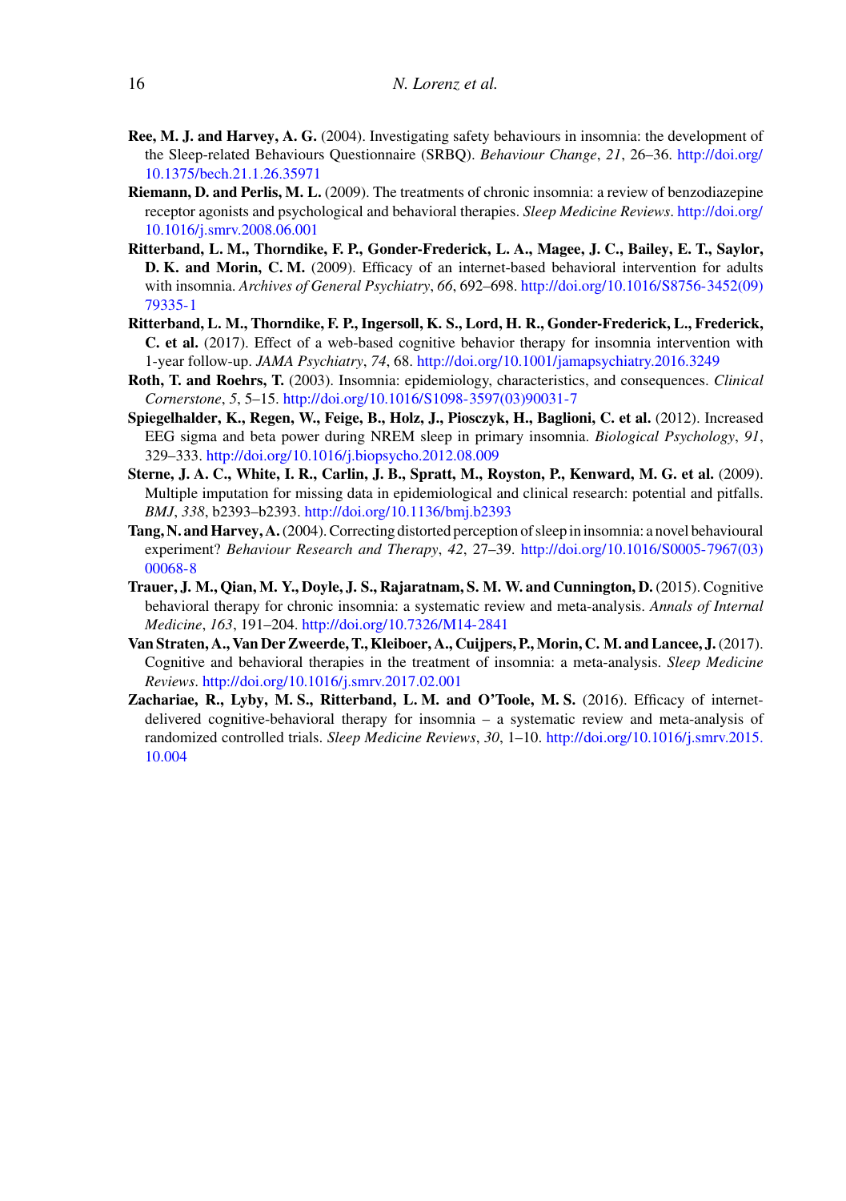**Ree, M. J. and Harvey, A. G.** (2004). Investigating safety behaviours in insomnia: the development of the Sleep-related Behaviours Questionnaire (SRBQ). *Behaviour Change*, *21*, 26–36. http://doi.org/10.1375/bech.21.1.26.35971

**Riemann, D. and Perlis, M. L.** (2009). The treatments of chronic insomnia: a review of benzodiazepine receptor agonists and psychological and behavioral therapies. *Sleep Medicine Reviews*. http://doi.org/10.1016/j.smrv.2008.06.001

**Ritterband, L. M., Thorndike, F. P., Gonder-Frederick, L. A., Magee, J. C., Bailey, E. T., Saylor, D. K. and Morin, C. M.** (2009). Efficacy of an internet-based behavioral intervention for adults with insomnia. *Archives of General Psychiatry*, *66*, 692–698. http://doi.org/10.1016/S8756-3452(09)79335-1

**Ritterband, L. M., Thorndike, F. P., Ingersoll, K. S., Lord, H. R., Gonder-Frederick, L., Frederick, C. et al.** (2017). Effect of a web-based cognitive behavior therapy for insomnia intervention with 1-year follow-up. *JAMA Psychiatry*, *74*, 68. http://doi.org/10.1001/jamapsychiatry.2016.3249

**Roth, T. and Roehrs, T.** (2003). Insomnia: epidemiology, characteristics, and consequences. *Clinical Cornerstone*, *5*, 5–15. http://doi.org/10.1016/S1098-3597(03)90031-7

**Spiegelhalder, K., Regen, W., Feige, B., Holz, J., Piosczyk, H., Baglioni, C. et al.** (2012). Increased EEG sigma and beta power during NREM sleep in primary insomnia. *Biological Psychology*, *91*, 329–333. http://doi.org/10.1016/j.biopsycho.2012.08.009

**Sterne, J. A. C., White, I. R., Carlin, J. B., Spratt, M., Royston, P., Kenward, M. G. et al.** (2009). Multiple imputation for missing data in epidemiological and clinical research: potential and pitfalls. *BMJ*, *338*, b2393–b2393. http://doi.org/10.1136/bmj.b2393

**Tang, N. and Harvey, A.** (2004). Correcting distorted perception of sleep in insomnia: a novel behavioural experiment? *Behaviour Research and Therapy*, *42*, 27–39. http://doi.org/10.1016/S0005-7967(03)00068-8

**Trauer, J. M., Qian, M. Y., Doyle, J. S., Rajaratnam, S. M. W. and Cunnington, D.** (2015). Cognitive behavioral therapy for chronic insomnia: a systematic review and meta-analysis. *Annals of Internal Medicine*, *163*, 191–204. http://doi.org/10.7326/M14-2841

**Van Straten, A., Van Der Zweerde, T., Kleiboer, A., Cuijpers, P., Morin, C. M. and Lancee, J.** (2017). Cognitive and behavioral therapies in the treatment of insomnia: a meta-analysis. *Sleep Medicine Reviews*. http://doi.org/10.1016/j.smrv.2017.02.001

**Zachariae, R., Lyby, M. S., Ritterband, L. M. and O'Toole, M. S.** (2016). Efficacy of internet-delivered cognitive-behavioral therapy for insomnia – a systematic review and meta-analysis of randomized controlled trials. *Sleep Medicine Reviews*, *30*, 1–10. http://doi.org/10.1016/j.smrv.2015.10.004